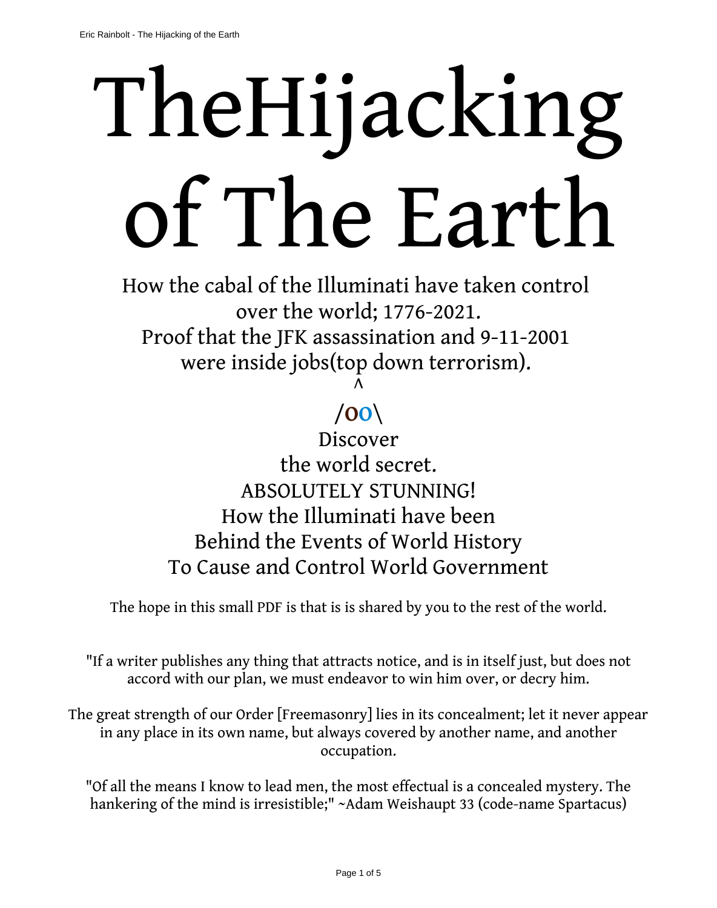# TheHijacking of The Earth

How the cabal of the Illuminati have taken control over the world; 1776-2021.
Proof that the JFK assassination and 9-11-2001 were inside jobs(top down terrorism).

^
/oo\

Discover
the world secret.
ABSOLUTELY STUNNING!
How the Illuminati have been
Behind the Events of World History
To Cause and Control World Government

The hope in this small PDF is that is is shared by you to the rest of the world.

"If a writer publishes any thing that attracts notice, and is in itself just, but does not accord with our plan, we must endeavor to win him over, or decry him.

The great strength of our Order [Freemasonry] lies in its concealment; let it never appear in any place in its own name, but always covered by another name, and another occupation.

"Of all the means I know to lead men, the most effectual is a concealed mystery. The hankering of the mind is irresistible;" ~Adam Weishaupt 33 (code-name Spartacus)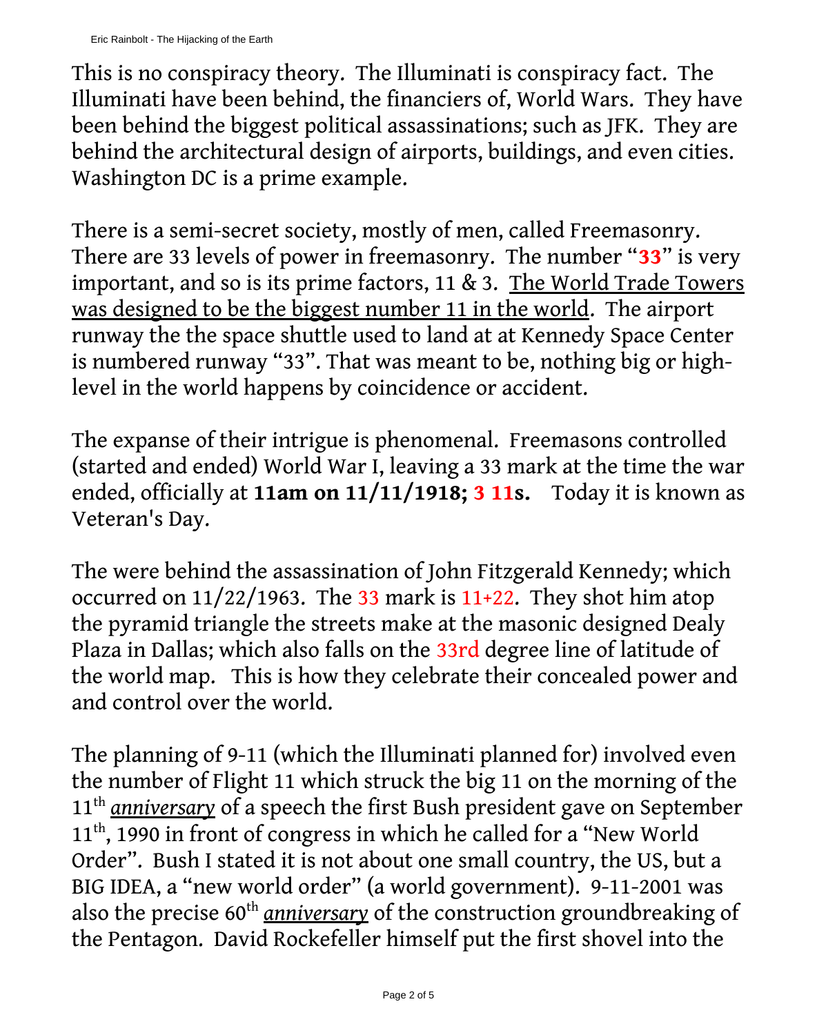This is no conspiracy theory. The Illuminati is conspiracy fact. The Illuminati have been behind, the financiers of, World Wars. They have been behind the biggest political assassinations; such as JFK. They are behind the architectural design of airports, buildings, and even cities. Washington DC is a prime example.

There is a semi-secret society, mostly of men, called Freemasonry. There are 33 levels of power in freemasonry. The number "**33**" is very important, and so is its prime factors, 11 & 3. The World Trade Towers was designed to be the biggest number 11 in the world. The airport runway the the space shuttle used to land at at Kennedy Space Center is numbered runway "33". That was meant to be, nothing big or high-level in the world happens by coincidence or accident.

The expanse of their intrigue is phenomenal. Freemasons controlled (started and ended) World War I, leaving a 33 mark at the time the war ended, officially at **11am on 11/11/1918; 3 11s.** Today it is known as Veteran's Day.

The were behind the assassination of John Fitzgerald Kennedy; which occurred on 11/22/1963. The 33 mark is 11+22. They shot him atop the pyramid triangle the streets make at the masonic designed Dealy Plaza in Dallas; which also falls on the 33rd degree line of latitude of the world map. This is how they celebrate their concealed power and and control over the world.

The planning of 9-11 (which the Illuminati planned for) involved even the number of Flight 11 which struck the big 11 on the morning of the 11th ***anniversary*** of a speech the first Bush president gave on September 11th, 1990 in front of congress in which he called for a "New World Order". Bush I stated it is not about one small country, the US, but a BIG IDEA, a "new world order" (a world government). 9-11-2001 was also the precise 60th ***anniversary*** of the construction groundbreaking of the Pentagon. David Rockefeller himself put the first shovel into the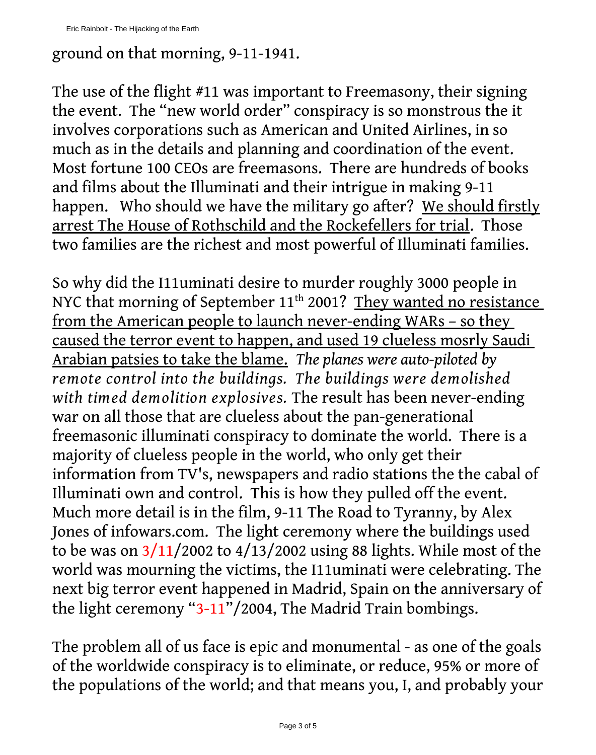ground on that morning, 9-11-1941.

The use of the flight #11 was important to Freemasony, their signing the event. The "new world order" conspiracy is so monstrous the it involves corporations such as American and United Airlines, in so much as in the details and planning and coordination of the event. Most fortune 100 CEOs are freemasons. There are hundreds of books and films about the Illuminati and their intrigue in making 9-11 happen. Who should we have the military go after? <u>We should firstly arrest The House of Rothschild and the Rockefellers for trial</u>. Those two families are the richest and most powerful of Illuminati families.

So why did the I11uminati desire to murder roughly 3000 people in NYC that morning of September 11th 2001? <u>They wanted no resistance from the American people to launch never-ending WARs – so they caused the terror event to happen, and used 19 clueless mosrly Saudi Arabian patsies to take the blame.</u> *The planes were auto-piloted by remote control into the buildings. The buildings were demolished with timed demolition explosives.* The result has been never-ending war on all those that are clueless about the pan-generational freemasonic illuminati conspiracy to dominate the world. There is a majority of clueless people in the world, who only get their information from TV's, newspapers and radio stations the the cabal of Illuminati own and control. This is how they pulled off the event. Much more detail is in the film, 9-11 The Road to Tyranny, by Alex Jones of infowars.com. The light ceremony where the buildings used to be was on 3/11/2002 to 4/13/2002 using 88 lights. While most of the world was mourning the victims, the I11uminati were celebrating. The next big terror event happened in Madrid, Spain on the anniversary of the light ceremony "3-11"/2004, The Madrid Train bombings.

The problem all of us face is epic and monumental - as one of the goals of the worldwide conspiracy is to eliminate, or reduce, 95% or more of the populations of the world; and that means you, I, and probably your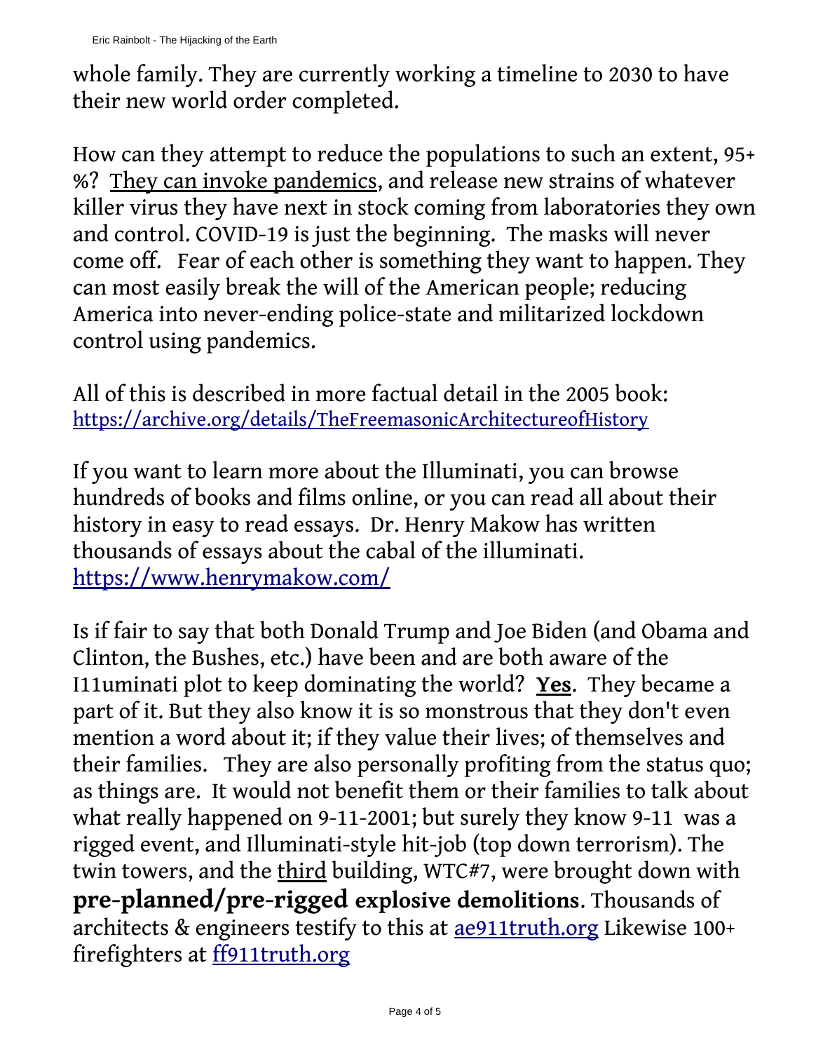whole family. They are currently working a timeline to 2030 to have their new world order completed.

How can they attempt to reduce the populations to such an extent, 95+ %? They can invoke pandemics, and release new strains of whatever killer virus they have next in stock coming from laboratories they own and control. COVID-19 is just the beginning. The masks will never come off. Fear of each other is something they want to happen. They can most easily break the will of the American people; reducing America into never-ending police-state and militarized lockdown control using pandemics.

All of this is described in more factual detail in the 2005 book: https://archive.org/details/TheFreemasonicArchitectureofHistory

If you want to learn more about the Illuminati, you can browse hundreds of books and films online, or you can read all about their history in easy to read essays. Dr. Henry Makow has written thousands of essays about the cabal of the illuminati. https://www.henrymakow.com/

Is if fair to say that both Donald Trump and Joe Biden (and Obama and Clinton, the Bushes, etc.) have been and are both aware of the I11uminati plot to keep dominating the world? **Yes**. They became a part of it. But they also know it is so monstrous that they don't even mention a word about it; if they value their lives; of themselves and their families. They are also personally profiting from the status quo; as things are. It would not benefit them or their families to talk about what really happened on 9-11-2001; but surely they know 9-11 was a rigged event, and Illuminati-style hit-job (top down terrorism). The twin towers, and the third building, WTC#7, were brought down with **pre-planned/pre-rigged explosive demolitions**. Thousands of architects & engineers testify to this at ae911truth.org Likewise 100+ firefighters at ff911truth.org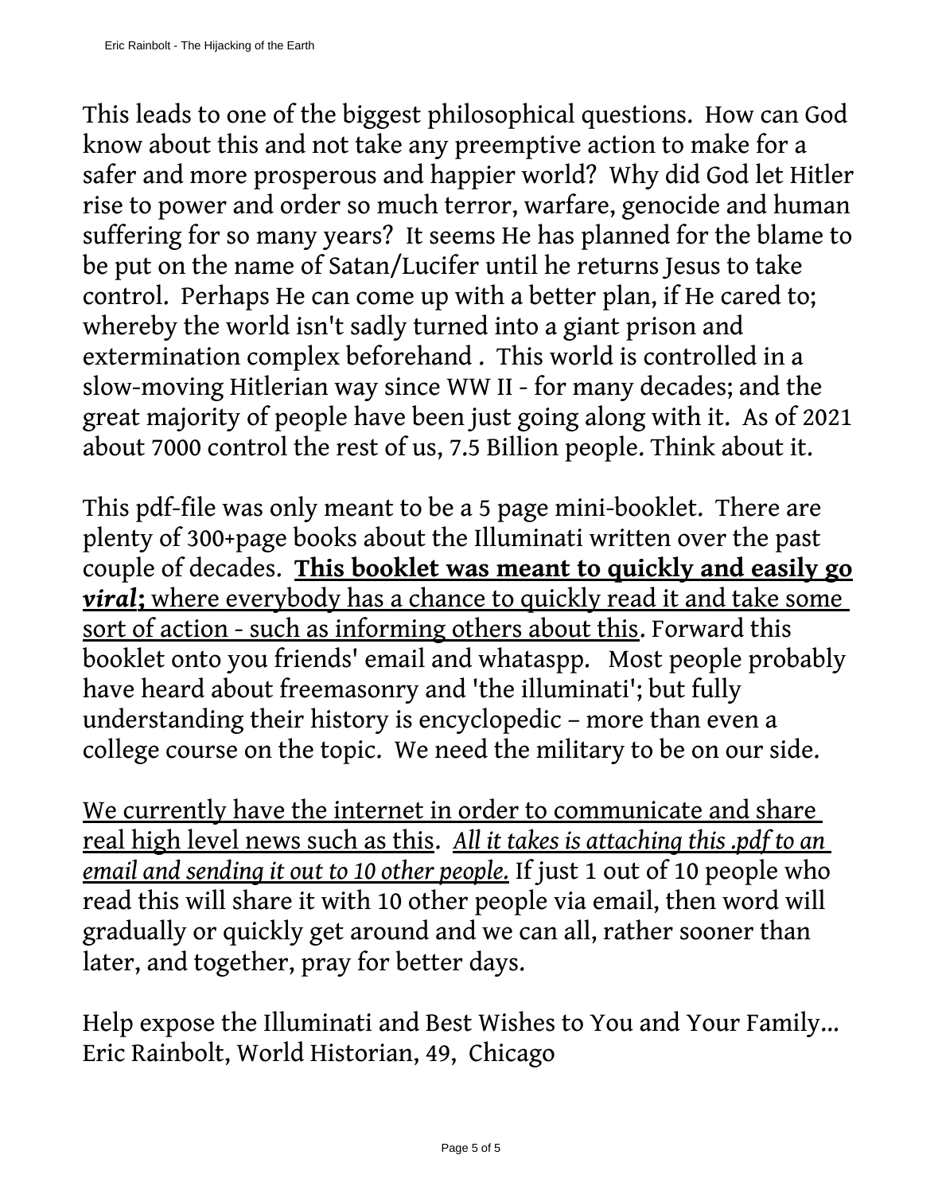This leads to one of the biggest philosophical questions. How can God know about this and not take any preemptive action to make for a safer and more prosperous and happier world? Why did God let Hitler rise to power and order so much terror, warfare, genocide and human suffering for so many years? It seems He has planned for the blame to be put on the name of Satan/Lucifer until he returns Jesus to take control. Perhaps He can come up with a better plan, if He cared to; whereby the world isn't sadly turned into a giant prison and extermination complex beforehand . This world is controlled in a slow-moving Hitlerian way since WW II - for many decades; and the great majority of people have been just going along with it. As of 2021 about 7000 control the rest of us, 7.5 Billion people. Think about it.

This pdf-file was only meant to be a 5 page mini-booklet. There are plenty of 300+page books about the Illuminati written over the past couple of decades. <u>**This booklet was meant to quickly and easily go *viral*;** where everybody has a chance to quickly read it and take some sort of action - such as informing others about this</u>. Forward this booklet onto you friends' email and whataspp. Most people probably have heard about freemasonry and 'the illuminati'; but fully understanding their history is encyclopedic – more than even a college course on the topic. We need the military to be on our side.

<u>We currently have the internet in order to communicate and share real high level news such as this</u>. <u>*All it takes is attaching this .pdf to an email and sending it out to 10 other people.*</u> If just 1 out of 10 people who read this will share it with 10 other people via email, then word will gradually or quickly get around and we can all, rather sooner than later, and together, pray for better days.

Help expose the Illuminati and Best Wishes to You and Your Family...
Eric Rainbolt, World Historian, 49, Chicago